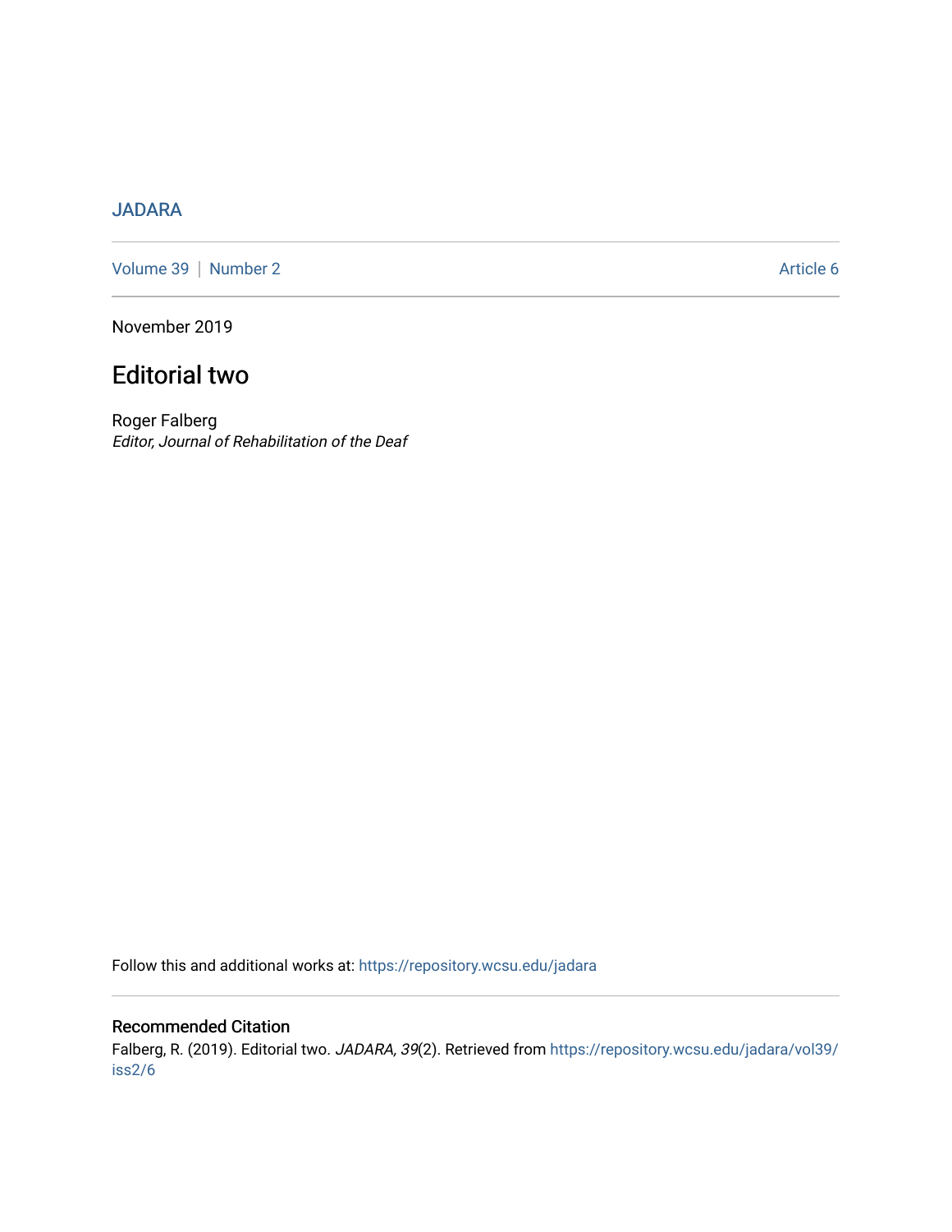JADARA

Volume 39 | Number 2 Article 6

November 2019

# Editorial two

Roger Falberg
*Editor, Journal of Rehabilitation of the Deaf*

Follow this and additional works at: https://repository.wcsu.edu/jadara

## Recommended Citation

Falberg, R. (2019). Editorial two. *JADARA, 39*(2). Retrieved from https://repository.wcsu.edu/jadara/vol39/iss2/6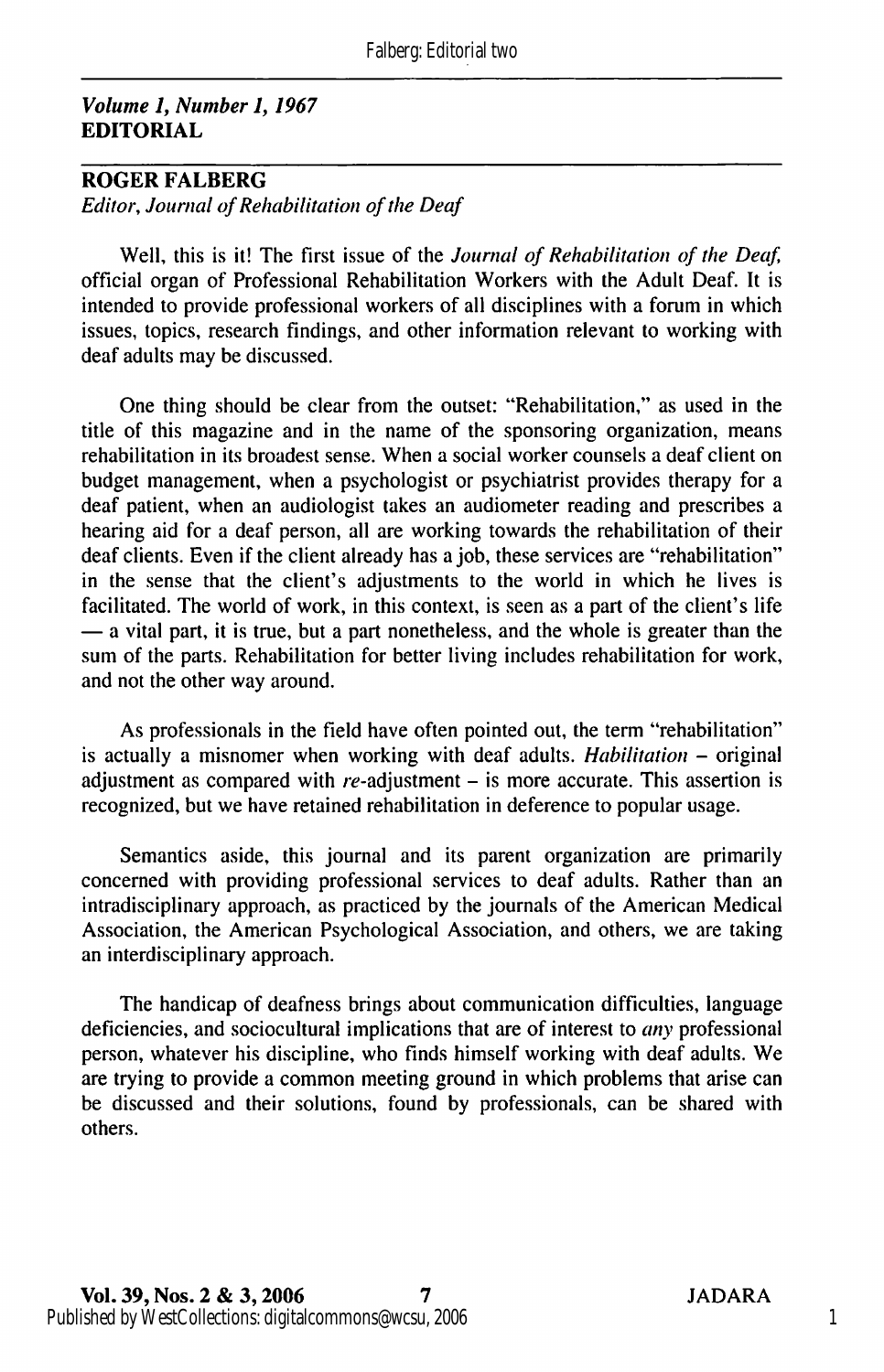*Volume 1, Number 1, 1967*
**EDITORIAL**

## ROGER FALBERG

*Editor, Journal of Rehabilitation of the Deaf*

Well, this is it! The first issue of the *Journal of Rehabilitation of the Deaf,* official organ of Professional Rehabilitation Workers with the Adult Deaf. It is intended to provide professional workers of all disciplines with a forum in which issues, topics, research findings, and other information relevant to working with deaf adults may be discussed.

One thing should be clear from the outset: "Rehabilitation," as used in the title of this magazine and in the name of the sponsoring organization, means rehabilitation in its broadest sense. When a social worker counsels a deaf client on budget management, when a psychologist or psychiatrist provides therapy for a deaf patient, when an audiologist takes an audiometer reading and prescribes a hearing aid for a deaf person, all are working towards the rehabilitation of their deaf clients. Even if the client already has a job, these services are "rehabilitation" in the sense that the client's adjustments to the world in which he lives is facilitated. The world of work, in this context, is seen as a part of the client's life — a vital part, it is true, but a part nonetheless, and the whole is greater than the sum of the parts. Rehabilitation for better living includes rehabilitation for work, and not the other way around.

As professionals in the field have often pointed out, the term "rehabilitation" is actually a misnomer when working with deaf adults. *Habilitation* – original adjustment as compared with *re*-adjustment – is more accurate. This assertion is recognized, but we have retained rehabilitation in deference to popular usage.

Semantics aside, this journal and its parent organization are primarily concerned with providing professional services to deaf adults. Rather than an intradisciplinary approach, as practiced by the journals of the American Medical Association, the American Psychological Association, and others, we are taking an interdisciplinary approach.

The handicap of deafness brings about communication difficulties, language deficiencies, and sociocultural implications that are of interest to *any* professional person, whatever his discipline, who finds himself working with deaf adults. We are trying to provide a common meeting ground in which problems that arise can be discussed and their solutions, found by professionals, can be shared with others.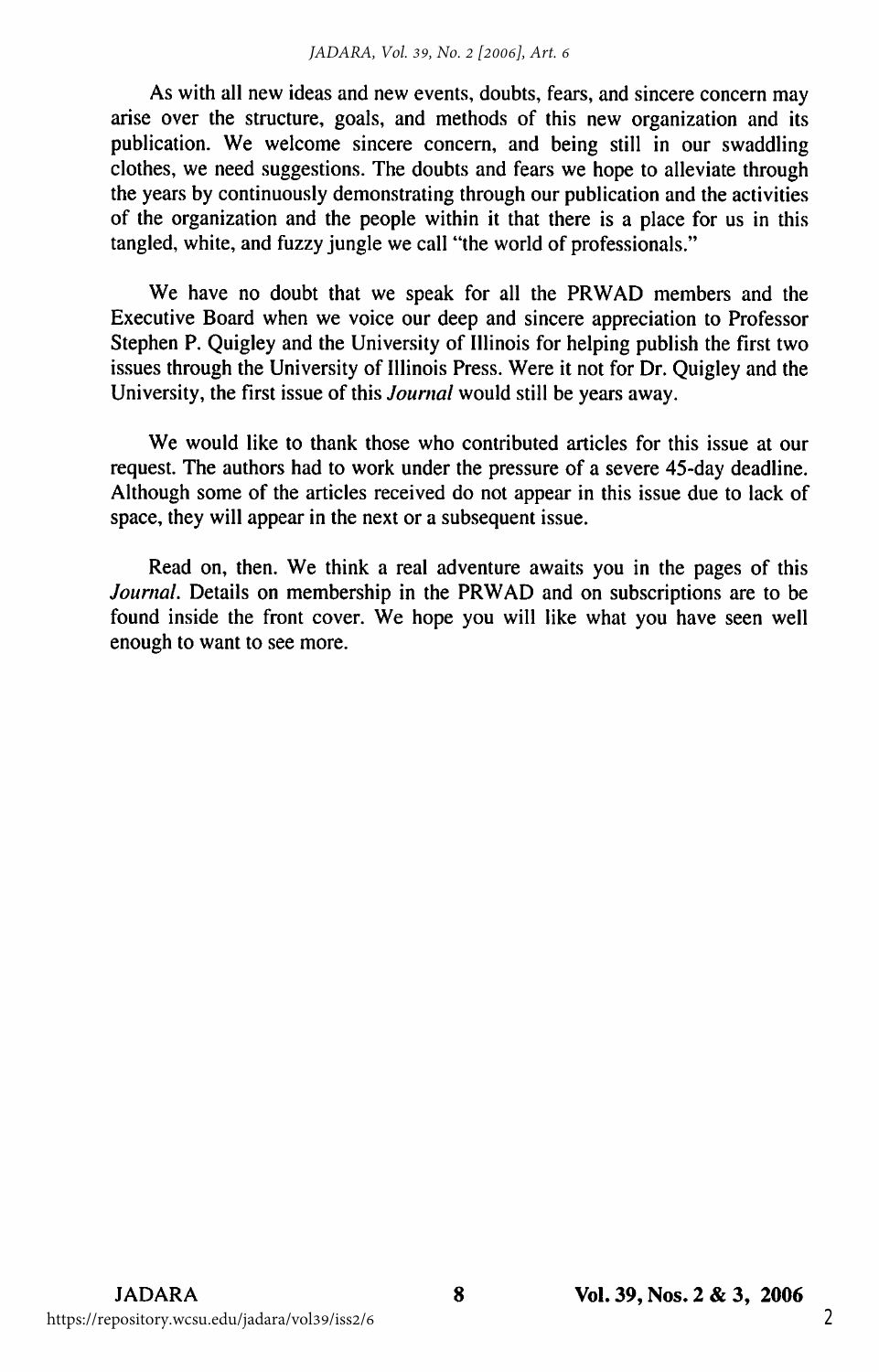As with all new ideas and new events, doubts, fears, and sincere concern may arise over the structure, goals, and methods of this new organization and its publication. We welcome sincere concern, and being still in our swaddling clothes, we need suggestions. The doubts and fears we hope to alleviate through the years by continuously demonstrating through our publication and the activities of the organization and the people within it that there is a place for us in this tangled, white, and fuzzy jungle we call "the world of professionals."

We have no doubt that we speak for all the PRWAD members and the Executive Board when we voice our deep and sincere appreciation to Professor Stephen P. Quigley and the University of Illinois for helping publish the first two issues through the University of Illinois Press. Were it not for Dr. Quigley and the University, the first issue of this *Journal* would still be years away.

We would like to thank those who contributed articles for this issue at our request. The authors had to work under the pressure of a severe 45-day deadline. Although some of the articles received do not appear in this issue due to lack of space, they will appear in the next or a subsequent issue.

Read on, then. We think a real adventure awaits you in the pages of this *Journal*. Details on membership in the PRWAD and on subscriptions are to be found inside the front cover. We hope you will like what you have seen well enough to want to see more.